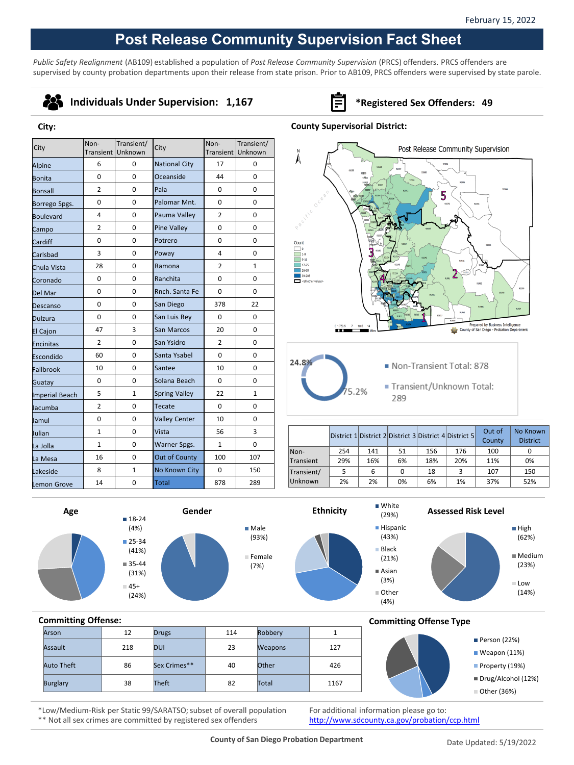February 15, 2022

# Post Release Community Supervision Fact Sheet

*Public Safety Realignment* (AB109) established a population of *Post Release Community Supervision* (PRCS) offenders. PRCS offenders are supervised by county probation departments upon their release from state prison. Prior to AB109, PRCS offenders were supervised by state parole.

## Individuals Under Supervision: 1,167

## *Registered Sex Offenders: 49

### City:

| City | Non-Transient | Transient/Unknown | City | Non-Transient | Transient/Unknown |
|---|---|---|---|---|---|
| Alpine | 6 | 0 | National City | 17 | 0 |
| Bonita | 0 | 0 | Oceanside | 44 | 0 |
| Bonsall | 2 | 0 | Pala | 0 | 0 |
| Borrego Spgs. | 0 | 0 | Palomar Mnt. | 0 | 0 |
| Boulevard | 4 | 0 | Pauma Valley | 2 | 0 |
| Campo | 2 | 0 | Pine Valley | 0 | 0 |
| Cardiff | 0 | 0 | Potrero | 0 | 0 |
| Carlsbad | 3 | 0 | Poway | 4 | 0 |
| Chula Vista | 28 | 0 | Ramona | 2 | 1 |
| Coronado | 0 | 0 | Ranchita | 0 | 0 |
| Del Mar | 0 | 0 | Rnch. Santa Fe | 0 | 0 |
| Descanso | 0 | 0 | San Diego | 378 | 22 |
| Dulzura | 0 | 0 | San Luis Rey | 0 | 0 |
| El Cajon | 47 | 3 | San Marcos | 20 | 0 |
| Encinitas | 2 | 0 | San Ysidro | 2 | 0 |
| Escondido | 60 | 0 | Santa Ysabel | 0 | 0 |
| Fallbrook | 10 | 0 | Santee | 10 | 0 |
| Guatay | 0 | 0 | Solana Beach | 0 | 0 |
| Imperial Beach | 5 | 1 | Spring Valley | 22 | 1 |
| Jacumba | 2 | 0 | Tecate | 0 | 0 |
| Jamul | 0 | 0 | Valley Center | 10 | 0 |
| Julian | 1 | 0 | Vista | 56 | 3 |
| La Jolla | 1 | 0 | Warner Spgs. | 1 | 0 |
| La Mesa | 16 | 0 | Out of County | 100 | 107 |
| Lakeside | 8 | 1 | No Known City | 0 | 150 |
| Lemon Grove | 14 | 0 | Total | 878 | 289 |

### County Supervisorial District:

Post Release Community Supervision

Count: 0; 1-8; 9-16; 17-25; 26-38; 39-203; <all other values>

Prepared by Business Intelligence, County of San Diego - Probation Department

- Non-Transient Total: 878 (75.2%)
- Transient/Unknown Total: 289 (24.8%)

| | District 1 | District 2 | District 3 | District 4 | District 5 | Out of County | No Known District |
|---|---|---|---|---|---|---|---|
| Non-Transient | 254 | 141 | 51 | 156 | 176 | 100 | 0 |
| | 29% | 16% | 6% | 18% | 20% | 11% | 0% |
| Transient/Unknown | 5 | 6 | 0 | 18 | 3 | 107 | 150 |
| | 2% | 2% | 0% | 6% | 1% | 37% | 52% |

### Age
- 18-24 (4%)
- 25-34 (41%)
- 35-44 (31%)
- 45+ (24%)

### Gender
- Male (93%)
- Female (7%)

### Ethnicity
- White (29%)
- Hispanic (43%)
- Black (21%)
- Asian (3%)
- Other (4%)

### Assessed Risk Level
- High (62%)
- Medium (23%)
- Low (14%)

### Committing Offense:

| | | | | | |
|---|---|---|---|---|---|
| Arson | 12 | Drugs | 114 | Robbery | 1 |
| Assault | 218 | DUI | 23 | Weapons | 127 |
| Auto Theft | 86 | Sex Crimes** | 40 | Other | 426 |
| Burglary | 38 | Theft | 82 | Total | 1167 |

### Committing Offense Type
- Person (22%)
- Weapon (11%)
- Property (19%)
- Drug/Alcohol (12%)
- Other (36%)

*Low/Medium-Risk per Static 99/SARATSO; subset of overall population
** Not all sex crimes are committed by registered sex offenders

For additional information please go to: http://www.sdcounty.ca.gov/probation/ccp.html

County of San Diego Probation Department

Date Updated: 5/19/2022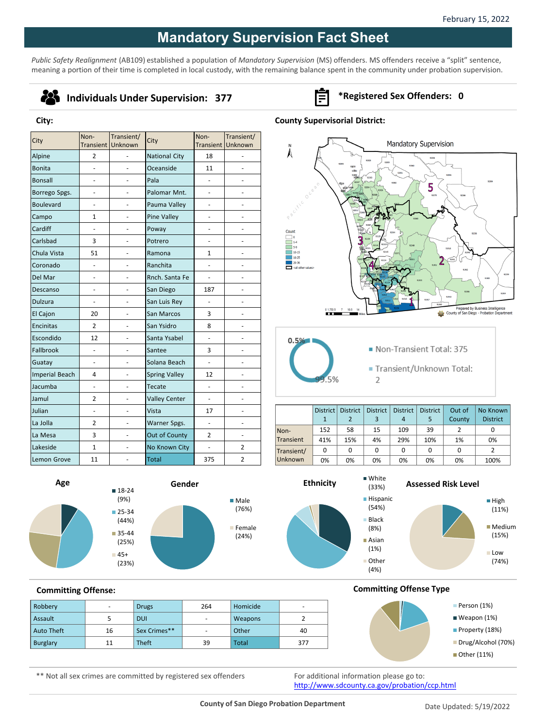February 15, 2022

# Mandatory Supervision Fact Sheet

*Public Safety Realignment* (AB109) established a population of *Mandatory Supervision* (MS) offenders. MS offenders receive a "split" sentence, meaning a portion of their time is completed in local custody, with the remaining balance spent in the community under probation supervision.

**Individuals Under Supervision: 377**

***Registered Sex Offenders: 0**

**City:**

| City | Non-Transient | Transient/ Unknown | City | Non-Transient | Transient/ Unknown |
|---|---|---|---|---|---|
| Alpine | 2 | - | National City | 18 | - |
| Bonita | - | - | Oceanside | 11 | - |
| Bonsall | - | - | Pala | - | - |
| Borrego Spgs. | - | - | Palomar Mnt. | - | - |
| Boulevard | - | - | Pauma Valley | - | - |
| Campo | 1 | - | Pine Valley | - | - |
| Cardiff | - | - | Poway | - | - |
| Carlsbad | 3 | - | Potrero | - | - |
| Chula Vista | 51 | - | Ramona | 1 | - |
| Coronado | - | - | Ranchita | - | - |
| Del Mar | - | - | Rnch. Santa Fe | - | - |
| Descanso | - | - | San Diego | 187 | - |
| Dulzura | - | - | San Luis Rey | - | - |
| El Cajon | 20 | - | San Marcos | 3 | - |
| Encinitas | 2 | - | San Ysidro | 8 | - |
| Escondido | 12 | - | Santa Ysabel | - | - |
| Fallbrook | - | - | Santee | 3 | - |
| Guatay | - | - | Solana Beach | - | - |
| Imperial Beach | 4 | - | Spring Valley | 12 | - |
| Jacumba | - | - | Tecate | - | - |
| Jamul | 2 | - | Valley Center | - | - |
| Julian | - | - | Vista | 17 | - |
| La Jolla | 2 | - | Warner Spgs. | - | - |
| La Mesa | 3 | - | Out of County | 2 | - |
| Lakeside | 1 | - | No Known City | - | 2 |
| Lemon Grove | 11 | - | Total | 375 | 2 |

**County Supervisorial District:**

Mandatory Supervision

Pacific Ocean

Count: 0; 1-4; 5-9; 10-15; 16-25; 26-36; <all other values>

0 1.75 3.5 7 10.5 14 Miles

Prepared by Business Intelligence
County of San Diego - Probation Department

0.5%
99.5%
Non-Transient Total: 375
Transient/Unknown Total: 2

| | District 1 | District 2 | District 3 | District 4 | District 5 | Out of County | No Known District |
|---|---|---|---|---|---|---|---|
| Non-Transient | 152 | 58 | 15 | 109 | 39 | 2 | 0 |
| | 41% | 15% | 4% | 29% | 10% | 1% | 0% |
| Transient/ Unknown | 0 | 0 | 0 | 0 | 0 | 0 | 2 |
| | 0% | 0% | 0% | 0% | 0% | 0% | 100% |

**Age**

18-24 (9%)
25-34 (44%)
35-44 (25%)
45+ (23%)

**Gender**

Male (76%)
Female (24%)

**Ethnicity**

White (33%)
Hispanic (54%)
Black (8%)
Asian (1%)
Other (4%)

**Assessed Risk Level**

High (11%)
Medium (15%)
Low (74%)

**Committing Offense:**

| | | | | | |
|---|---|---|---|---|---|
| Robbery | - | Drugs | 264 | Homicide | - |
| Assault | 5 | DUI | - | Weapons | 2 |
| Auto Theft | 16 | Sex Crimes** | - | Other | 40 |
| Burglary | 11 | Theft | 39 | Total | 377 |

**Committing Offense Type**

Person (1%)
Weapon (1%)
Property (18%)
Drug/Alcohol (70%)
Other (11%)

** Not all sex crimes are committed by registered sex offenders

For additional information please go to:
http://www.sdcounty.ca.gov/probation/ccp.html

County of San Diego Probation Department

Date Updated: 5/19/2022